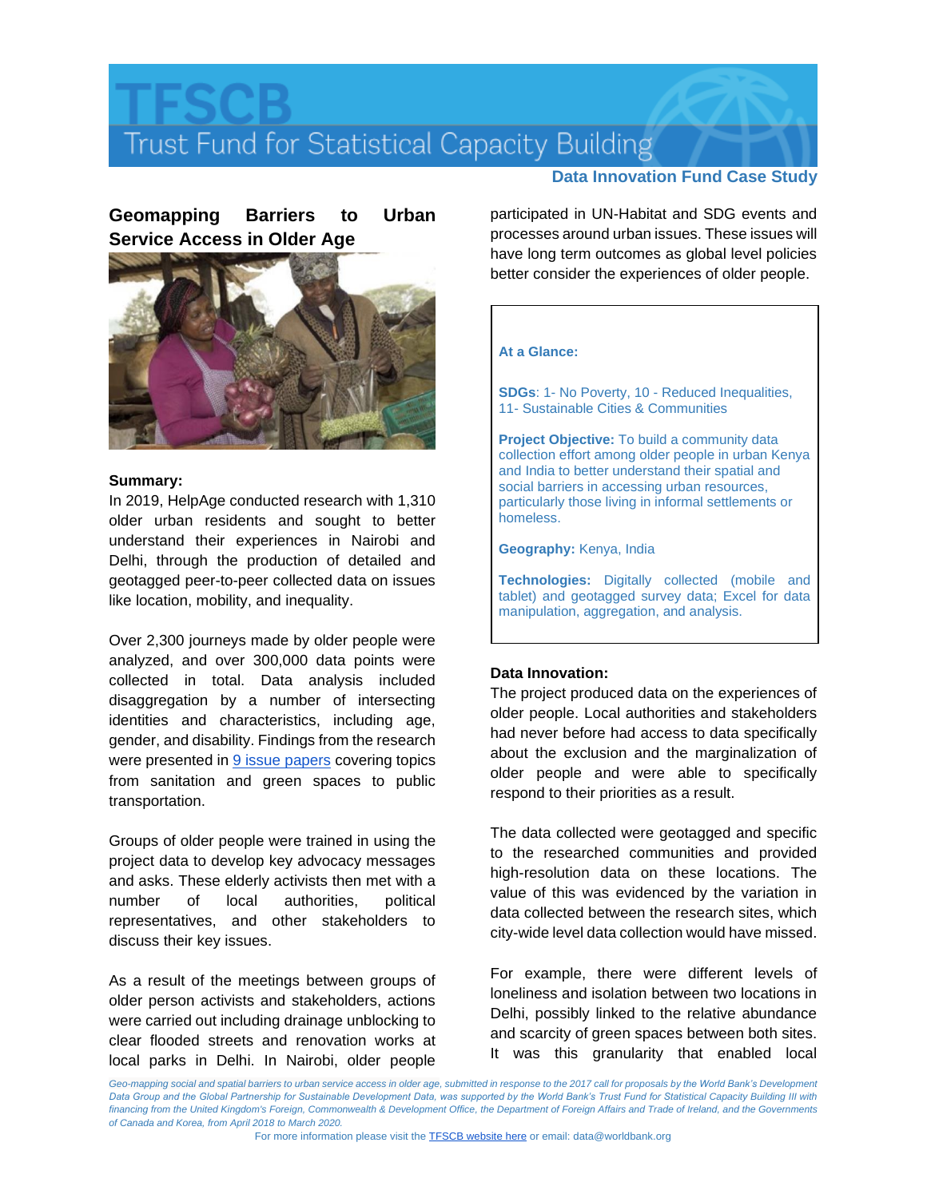# TFSCB

Trust Fund for Statistical Capacity Building

**Data Innovation Fund Case Study**

## Geomapping Barriers to Urban Service Access in Older Age

**Summary:**

In 2019, HelpAge conducted research with 1,310 older urban residents and sought to better understand their experiences in Nairobi and Delhi, through the production of detailed and geotagged peer-to-peer collected data on issues like location, mobility, and inequality.

Over 2,300 journeys made by older people were analyzed, and over 300,000 data points were collected in total. Data analysis included disaggregation by a number of intersecting identities and characteristics, including age, gender, and disability. Findings from the research were presented in 9 issue papers covering topics from sanitation and green spaces to public transportation.

Groups of older people were trained in using the project data to develop key advocacy messages and asks. These elderly activists then met with a number of local authorities, political representatives, and other stakeholders to discuss their key issues.

As a result of the meetings between groups of older person activists and stakeholders, actions were carried out including drainage unblocking to clear flooded streets and renovation works at local parks in Delhi. In Nairobi, older people participated in UN-Habitat and SDG events and processes around urban issues. These issues will have long term outcomes as global level policies better consider the experiences of older people.

**At a Glance:**

**SDGs**: 1- No Poverty, 10 - Reduced Inequalities, 11- Sustainable Cities & Communities

**Project Objective:** To build a community data collection effort among older people in urban Kenya and India to better understand their spatial and social barriers in accessing urban resources, particularly those living in informal settlements or homeless.

**Geography:** Kenya, India

**Technologies:** Digitally collected (mobile and tablet) and geotagged survey data; Excel for data manipulation, aggregation, and analysis.

**Data Innovation:**

The project produced data on the experiences of older people. Local authorities and stakeholders had never before had access to data specifically about the exclusion and the marginalization of older people and were able to specifically respond to their priorities as a result.

The data collected were geotagged and specific to the researched communities and provided high-resolution data on these locations. The value of this was evidenced by the variation in data collected between the research sites, which city-wide level data collection would have missed.

For example, there were different levels of loneliness and isolation between two locations in Delhi, possibly linked to the relative abundance and scarcity of green spaces between both sites. It was this granularity that enabled local

*Geo-mapping social and spatial barriers to urban service access in older age, submitted in response to the 2017 call for proposals by the World Bank's Development Data Group and the Global Partnership for Sustainable Development Data, was supported by the World Bank's Trust Fund for Statistical Capacity Building III with financing from the United Kingdom's Foreign, Commonwealth & Development Office, the Department of Foreign Affairs and Trade of Ireland, and the Governments of Canada and Korea, from April 2018 to March 2020.*

For more information please visit the TFSCB website here or email: data@worldbank.org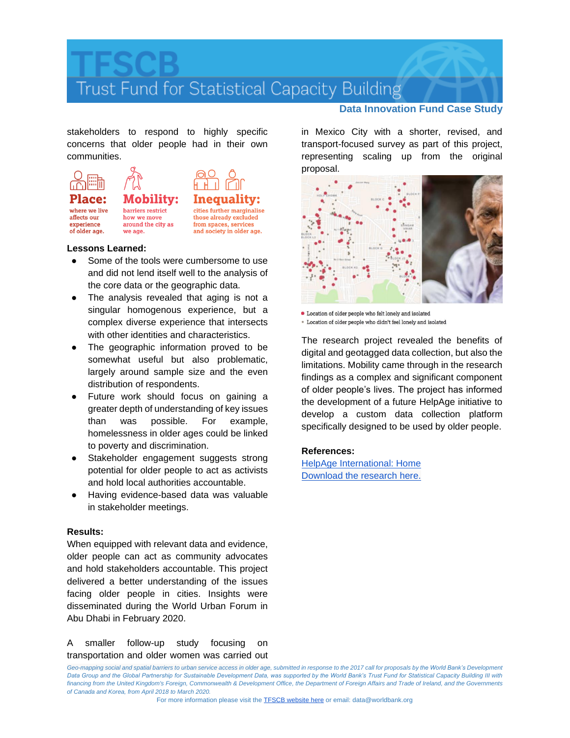stakeholders to respond to highly specific concerns that older people had in their own communities.

**Place:** where we live affects our experience of older age.

**Mobility:** barriers restrict how we move around the city as we age.

**Inequality:** cities further marginalise those already excluded from spaces, services and society in older age.

**Lessons Learned:**

- Some of the tools were cumbersome to use and did not lend itself well to the analysis of the core data or the geographic data.
- The analysis revealed that aging is not a singular homogenous experience, but a complex diverse experience that intersects with other identities and characteristics.
- The geographic information proved to be somewhat useful but also problematic, largely around sample size and the even distribution of respondents.
- Future work should focus on gaining a greater depth of understanding of key issues than was possible. For example, homelessness in older ages could be linked to poverty and discrimination.
- Stakeholder engagement suggests strong potential for older people to act as activists and hold local authorities accountable.
- Having evidence-based data was valuable in stakeholder meetings.

**Results:**

When equipped with relevant data and evidence, older people can act as community advocates and hold stakeholders accountable. This project delivered a better understanding of the issues facing older people in cities. Insights were disseminated during the World Urban Forum in Abu Dhabi in February 2020.

A smaller follow-up study focusing on transportation and older women was carried out in Mexico City with a shorter, revised, and transport-focused survey as part of this project, representing scaling up from the original proposal.

Location of older people who felt lonely and isolated
Location of older people who didn't feel lonely and isolated

The research project revealed the benefits of digital and geotagged data collection, but also the limitations. Mobility came through in the research findings as a complex and significant component of older people's lives. The project has informed the development of a future HelpAge initiative to develop a custom data collection platform specifically designed to be used by older people.

**References:**

[HelpAge International: Home](#)
[Download the research here.](#)

*Geo-mapping social and spatial barriers to urban service access in older age, submitted in response to the 2017 call for proposals by the World Bank's Development Data Group and the Global Partnership for Sustainable Development Data, was supported by the World Bank's Trust Fund for Statistical Capacity Building III with financing from the United Kingdom's Foreign, Commonwealth & Development Office, the Department of Foreign Affairs and Trade of Ireland, and the Governments of Canada and Korea, from April 2018 to March 2020.*

For more information please visit the [TFSCB website here](#) or email: data@worldbank.org